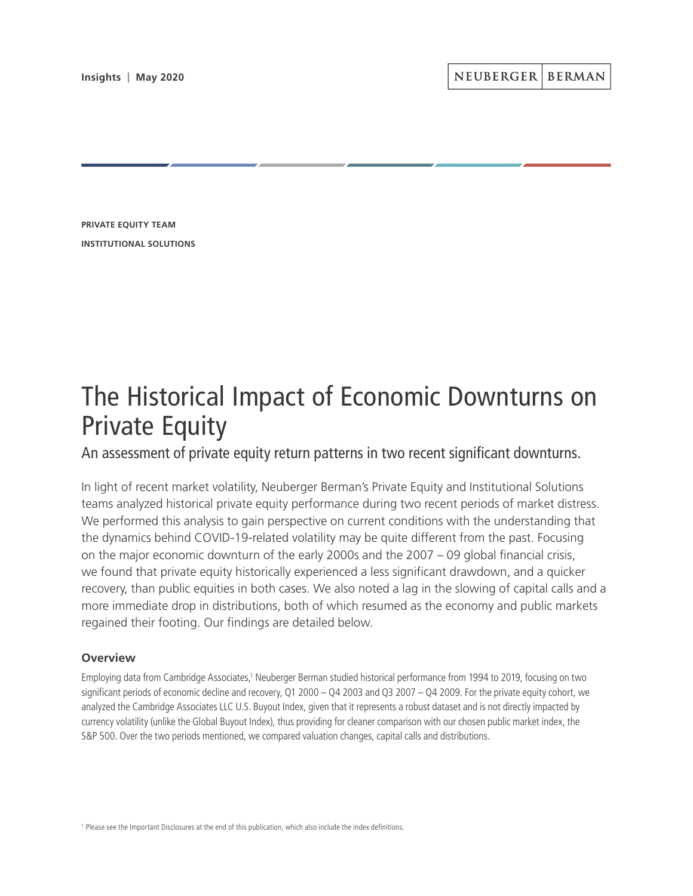Insights | May 2020

NEUBERGER | BERMAN

**PRIVATE EQUITY TEAM**

**INSTITUTIONAL SOLUTIONS**

# The Historical Impact of Economic Downturns on Private Equity

## An assessment of private equity return patterns in two recent significant downturns.

In light of recent market volatility, Neuberger Berman's Private Equity and Institutional Solutions teams analyzed historical private equity performance during two recent periods of market distress. We performed this analysis to gain perspective on current conditions with the understanding that the dynamics behind COVID-19-related volatility may be quite different from the past. Focusing on the major economic downturn of the early 2000s and the 2007 – 09 global financial crisis, we found that private equity historically experienced a less significant drawdown, and a quicker recovery, than public equities in both cases. We also noted a lag in the slowing of capital calls and a more immediate drop in distributions, both of which resumed as the economy and public markets regained their footing. Our findings are detailed below.

### Overview

Employing data from Cambridge Associates,[1] Neuberger Berman studied historical performance from 1994 to 2019, focusing on two significant periods of economic decline and recovery, Q1 2000 – Q4 2003 and Q3 2007 – Q4 2009. For the private equity cohort, we analyzed the Cambridge Associates LLC U.S. Buyout Index, given that it represents a robust dataset and is not directly impacted by currency volatility (unlike the Global Buyout Index), thus providing for cleaner comparison with our chosen public market index, the S&P 500. Over the two periods mentioned, we compared valuation changes, capital calls and distributions.

[1] Please see the Important Disclosures at the end of this publication, which also include the index definitions.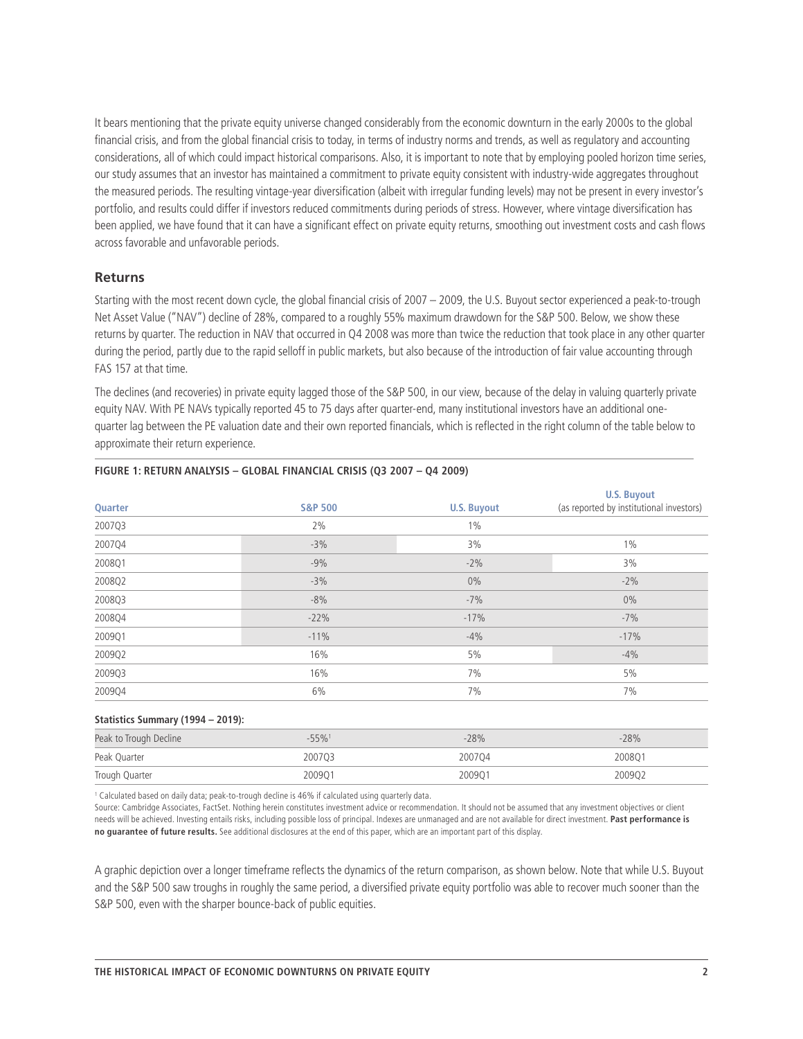It bears mentioning that the private equity universe changed considerably from the economic downturn in the early 2000s to the global financial crisis, and from the global financial crisis to today, in terms of industry norms and trends, as well as regulatory and accounting considerations, all of which could impact historical comparisons. Also, it is important to note that by employing pooled horizon time series, our study assumes that an investor has maintained a commitment to private equity consistent with industry-wide aggregates throughout the measured periods. The resulting vintage-year diversification (albeit with irregular funding levels) may not be present in every investor's portfolio, and results could differ if investors reduced commitments during periods of stress. However, where vintage diversification has been applied, we have found that it can have a significant effect on private equity returns, smoothing out investment costs and cash flows across favorable and unfavorable periods.

## Returns

Starting with the most recent down cycle, the global financial crisis of 2007 – 2009, the U.S. Buyout sector experienced a peak-to-trough Net Asset Value ("NAV") decline of 28%, compared to a roughly 55% maximum drawdown for the S&P 500. Below, we show these returns by quarter. The reduction in NAV that occurred in Q4 2008 was more than twice the reduction that took place in any other quarter during the period, partly due to the rapid selloff in public markets, but also because of the introduction of fair value accounting through FAS 157 at that time.

The declines (and recoveries) in private equity lagged those of the S&P 500, in our view, because of the delay in valuing quarterly private equity NAV. With PE NAVs typically reported 45 to 75 days after quarter-end, many institutional investors have an additional one-quarter lag between the PE valuation date and their own reported financials, which is reflected in the right column of the table below to approximate their return experience.

**FIGURE 1: RETURN ANALYSIS – GLOBAL FINANCIAL CRISIS (Q3 2007 – Q4 2009)**

| Quarter | S&P 500 | U.S. Buyout | U.S. Buyout (as reported by institutional investors) |
|---|---|---|---|
| 2007Q3 | 2% | 1% | |
| 2007Q4 | -3% | 3% | 1% |
| 2008Q1 | -9% | -2% | 3% |
| 2008Q2 | -3% | 0% | -2% |
| 2008Q3 | -8% | -7% | 0% |
| 2008Q4 | -22% | -17% | -7% |
| 2009Q1 | -11% | -4% | -17% |
| 2009Q2 | 16% | 5% | -4% |
| 2009Q3 | 16% | 7% | 5% |
| 2009Q4 | 6% | 7% | 7% |

**Statistics Summary (1994 – 2019):**

| | S&P 500 | U.S. Buyout | U.S. Buyout (as reported by institutional investors) |
|---|---|---|---|
| Peak to Trough Decline | -55%[1] | -28% | -28% |
| Peak Quarter | 2007Q3 | 2007Q4 | 2008Q1 |
| Trough Quarter | 2009Q1 | 2009Q1 | 2009Q2 |

[1] Calculated based on daily data; peak-to-trough decline is 46% if calculated using quarterly data.

Source: Cambridge Associates, FactSet. Nothing herein constitutes investment advice or recommendation. It should not be assumed that any investment objectives or client needs will be achieved. Investing entails risks, including possible loss of principal. Indexes are unmanaged and are not available for direct investment. **Past performance is no guarantee of future results.** See additional disclosures at the end of this paper, which are an important part of this display.

A graphic depiction over a longer timeframe reflects the dynamics of the return comparison, as shown below. Note that while U.S. Buyout and the S&P 500 saw troughs in roughly the same period, a diversified private equity portfolio was able to recover much sooner than the S&P 500, even with the sharper bounce-back of public equities.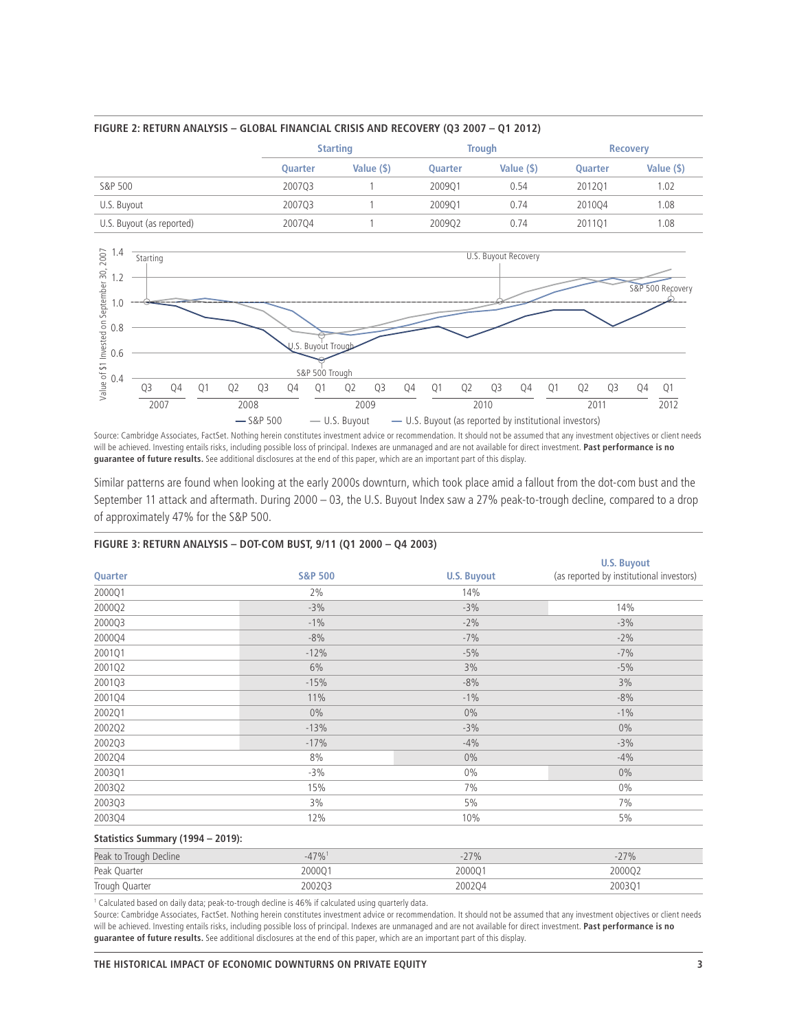**FIGURE 2: RETURN ANALYSIS – GLOBAL FINANCIAL CRISIS AND RECOVERY (Q3 2007 – Q1 2012)**

| | Starting | | Trough | | Recovery | |
|---|---|---|---|---|---|---|
| | Quarter | Value ($) | Quarter | Value ($) | Quarter | Value ($) |
| S&P 500 | 2007Q3 | 1 | 2009Q1 | 0.54 | 2012Q1 | 1.02 |
| U.S. Buyout | 2007Q3 | 1 | 2009Q1 | 0.74 | 2010Q4 | 1.08 |
| U.S. Buyout (as reported) | 2007Q4 | 1 | 2009Q2 | 0.74 | 2011Q1 | 1.08 |

Source: Cambridge Associates, FactSet. Nothing herein constitutes investment advice or recommendation. It should not be assumed that any investment objectives or client needs will be achieved. Investing entails risks, including possible loss of principal. Indexes are unmanaged and are not available for direct investment. **Past performance is no guarantee of future results.** See additional disclosures at the end of this paper, which are an important part of this display.

Similar patterns are found when looking at the early 2000s downturn, which took place amid a fallout from the dot-com bust and the September 11 attack and aftermath. During 2000 – 03, the U.S. Buyout Index saw a 27% peak-to-trough decline, compared to a drop of approximately 47% for the S&P 500.

**FIGURE 3: RETURN ANALYSIS – DOT-COM BUST, 9/11 (Q1 2000 – Q4 2003)**

| Quarter | S&P 500 | U.S. Buyout | U.S. Buyout (as reported by institutional investors) |
|---|---|---|---|
| 2000Q1 | 2% | 14% | |
| 2000Q2 | -3% | -3% | 14% |
| 2000Q3 | -1% | -2% | -3% |
| 2000Q4 | -8% | -7% | -2% |
| 2001Q1 | -12% | -5% | -7% |
| 2001Q2 | 6% | 3% | -5% |
| 2001Q3 | -15% | -8% | 3% |
| 2001Q4 | 11% | -1% | -8% |
| 2002Q1 | 0% | 0% | -1% |
| 2002Q2 | -13% | -3% | 0% |
| 2002Q3 | -17% | -4% | -3% |
| 2002Q4 | 8% | 0% | -4% |
| 2003Q1 | -3% | 0% | 0% |
| 2003Q2 | 15% | 7% | 0% |
| 2003Q3 | 3% | 5% | 7% |
| 2003Q4 | 12% | 10% | 5% |

**Statistics Summary (1994 – 2019):**

| | S&P 500 | U.S. Buyout | U.S. Buyout (as reported by institutional investors) |
|---|---|---|---|
| Peak to Trough Decline | -47%[1] | -27% | -27% |
| Peak Quarter | 2000Q1 | 2000Q1 | 2000Q2 |
| Trough Quarter | 2002Q3 | 2002Q4 | 2003Q1 |

[1] Calculated based on daily data; peak-to-trough decline is 46% if calculated using quarterly data.

Source: Cambridge Associates, FactSet. Nothing herein constitutes investment advice or recommendation. It should not be assumed that any investment objectives or client needs will be achieved. Investing entails risks, including possible loss of principal. Indexes are unmanaged and are not available for direct investment. **Past performance is no guarantee of future results.** See additional disclosures at the end of this paper, which are an important part of this display.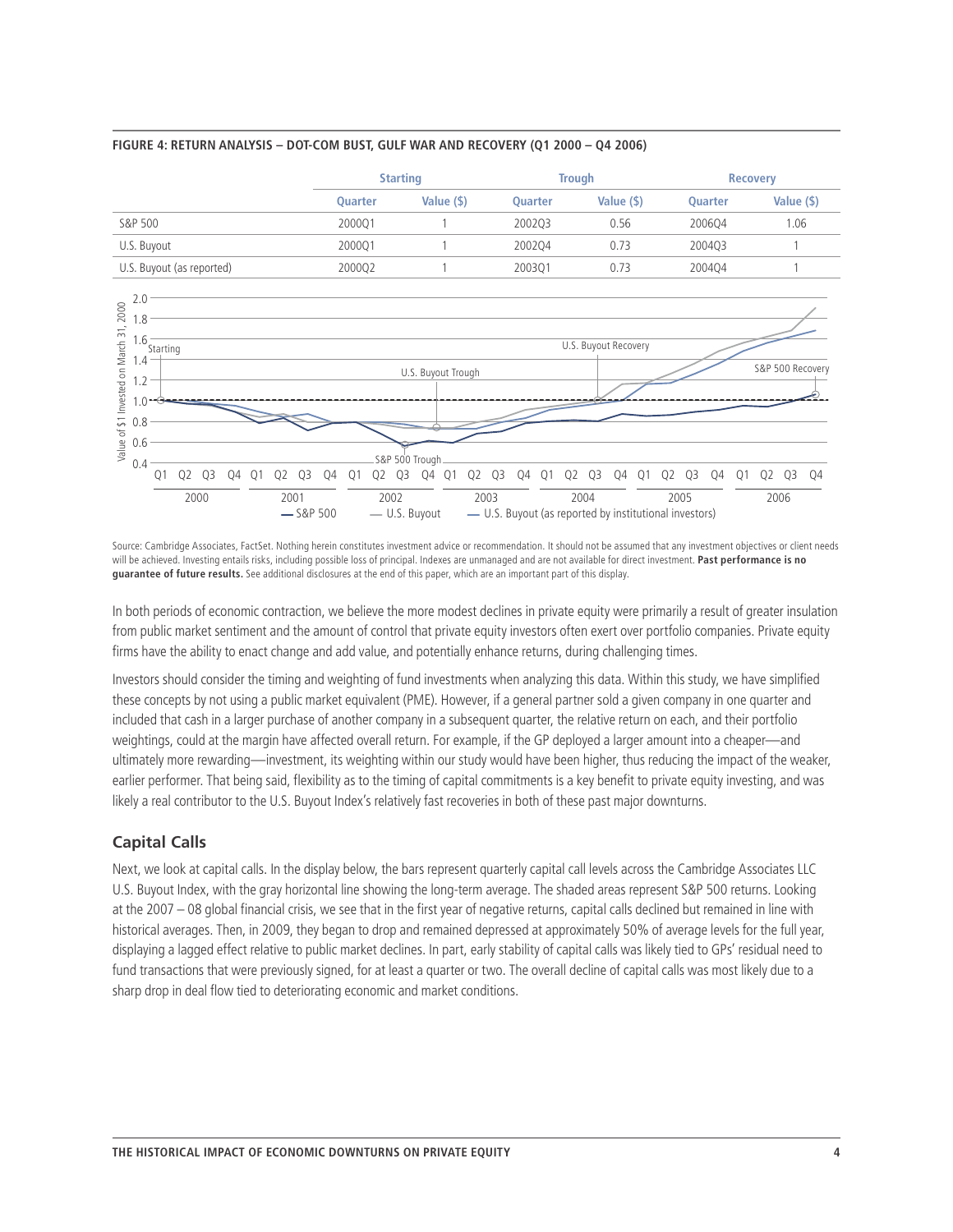**FIGURE 4: RETURN ANALYSIS – DOT-COM BUST, GULF WAR AND RECOVERY (Q1 2000 – Q4 2006)**

| | Starting | | Trough | | Recovery | |
|---|---|---|---|---|---|---|
| | Quarter | Value ($) | Quarter | Value ($) | Quarter | Value ($) |
| S&P 500 | 2000Q1 | 1 | 2002Q3 | 0.56 | 2006Q4 | 1.06 |
| U.S. Buyout | 2000Q1 | 1 | 2002Q4 | 0.73 | 2004Q3 | 1 |
| U.S. Buyout (as reported) | 2000Q2 | 1 | 2003Q1 | 0.73 | 2004Q4 | 1 |

Source: Cambridge Associates, FactSet. Nothing herein constitutes investment advice or recommendation. It should not be assumed that any investment objectives or client needs will be achieved. Investing entails risks, including possible loss of principal. Indexes are unmanaged and are not available for direct investment. **Past performance is no guarantee of future results.** See additional disclosures at the end of this paper, which are an important part of this display.

In both periods of economic contraction, we believe the more modest declines in private equity were primarily a result of greater insulation from public market sentiment and the amount of control that private equity investors often exert over portfolio companies. Private equity firms have the ability to enact change and add value, and potentially enhance returns, during challenging times.

Investors should consider the timing and weighting of fund investments when analyzing this data. Within this study, we have simplified these concepts by not using a public market equivalent (PME). However, if a general partner sold a given company in one quarter and included that cash in a larger purchase of another company in a subsequent quarter, the relative return on each, and their portfolio weightings, could at the margin have affected overall return. For example, if the GP deployed a larger amount into a cheaper—and ultimately more rewarding—investment, its weighting within our study would have been higher, thus reducing the impact of the weaker, earlier performer. That being said, flexibility as to the timing of capital commitments is a key benefit to private equity investing, and was likely a real contributor to the U.S. Buyout Index's relatively fast recoveries in both of these past major downturns.

## Capital Calls

Next, we look at capital calls. In the display below, the bars represent quarterly capital call levels across the Cambridge Associates LLC U.S. Buyout Index, with the gray horizontal line showing the long-term average. The shaded areas represent S&P 500 returns. Looking at the 2007 – 08 global financial crisis, we see that in the first year of negative returns, capital calls declined but remained in line with historical averages. Then, in 2009, they began to drop and remained depressed at approximately 50% of average levels for the full year, displaying a lagged effect relative to public market declines. In part, early stability of capital calls was likely tied to GPs' residual need to fund transactions that were previously signed, for at least a quarter or two. The overall decline of capital calls was most likely due to a sharp drop in deal flow tied to deteriorating economic and market conditions.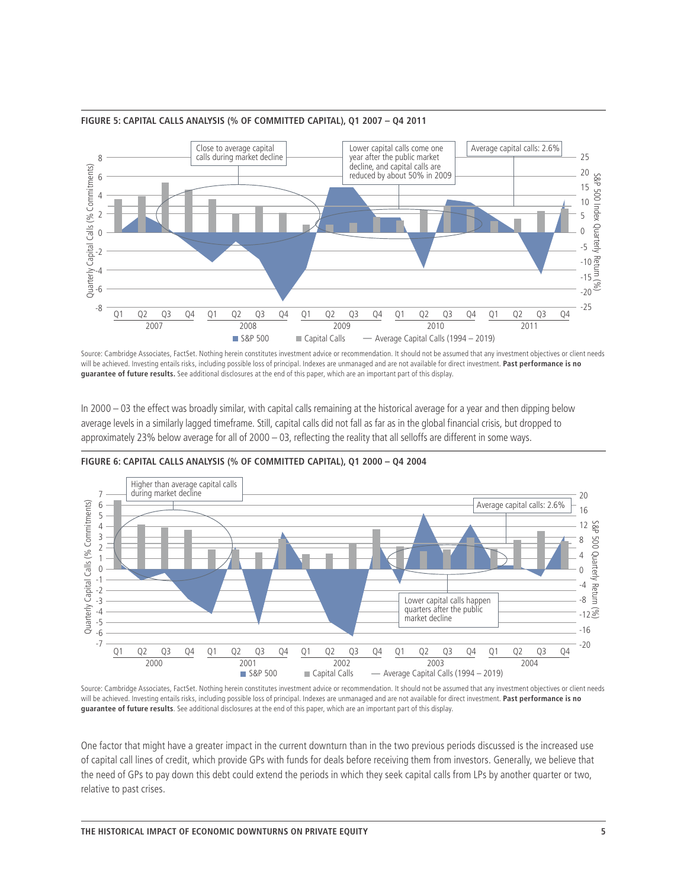**FIGURE 5: CAPITAL CALLS ANALYSIS (% OF COMMITTED CAPITAL), Q1 2007 – Q4 2011**

Source: Cambridge Associates, FactSet. Nothing herein constitutes investment advice or recommendation. It should not be assumed that any investment objectives or client needs will be achieved. Investing entails risks, including possible loss of principal. Indexes are unmanaged and are not available for direct investment. **Past performance is no guarantee of future results.** See additional disclosures at the end of this paper, which are an important part of this display.

In 2000 – 03 the effect was broadly similar, with capital calls remaining at the historical average for a year and then dipping below average levels in a similarly lagged timeframe. Still, capital calls did not fall as far as in the global financial crisis, but dropped to approximately 23% below average for all of 2000 – 03, reflecting the reality that all selloffs are different in some ways.

**FIGURE 6: CAPITAL CALLS ANALYSIS (% OF COMMITTED CAPITAL), Q1 2000 – Q4 2004**

Source: Cambridge Associates, FactSet. Nothing herein constitutes investment advice or recommendation. It should not be assumed that any investment objectives or client needs will be achieved. Investing entails risks, including possible loss of principal. Indexes are unmanaged and are not available for direct investment. **Past performance is no guarantee of future results**. See additional disclosures at the end of this paper, which are an important part of this display.

One factor that might have a greater impact in the current downturn than in the two previous periods discussed is the increased use of capital call lines of credit, which provide GPs with funds for deals before receiving them from investors. Generally, we believe that the need of GPs to pay down this debt could extend the periods in which they seek capital calls from LPs by another quarter or two, relative to past crises.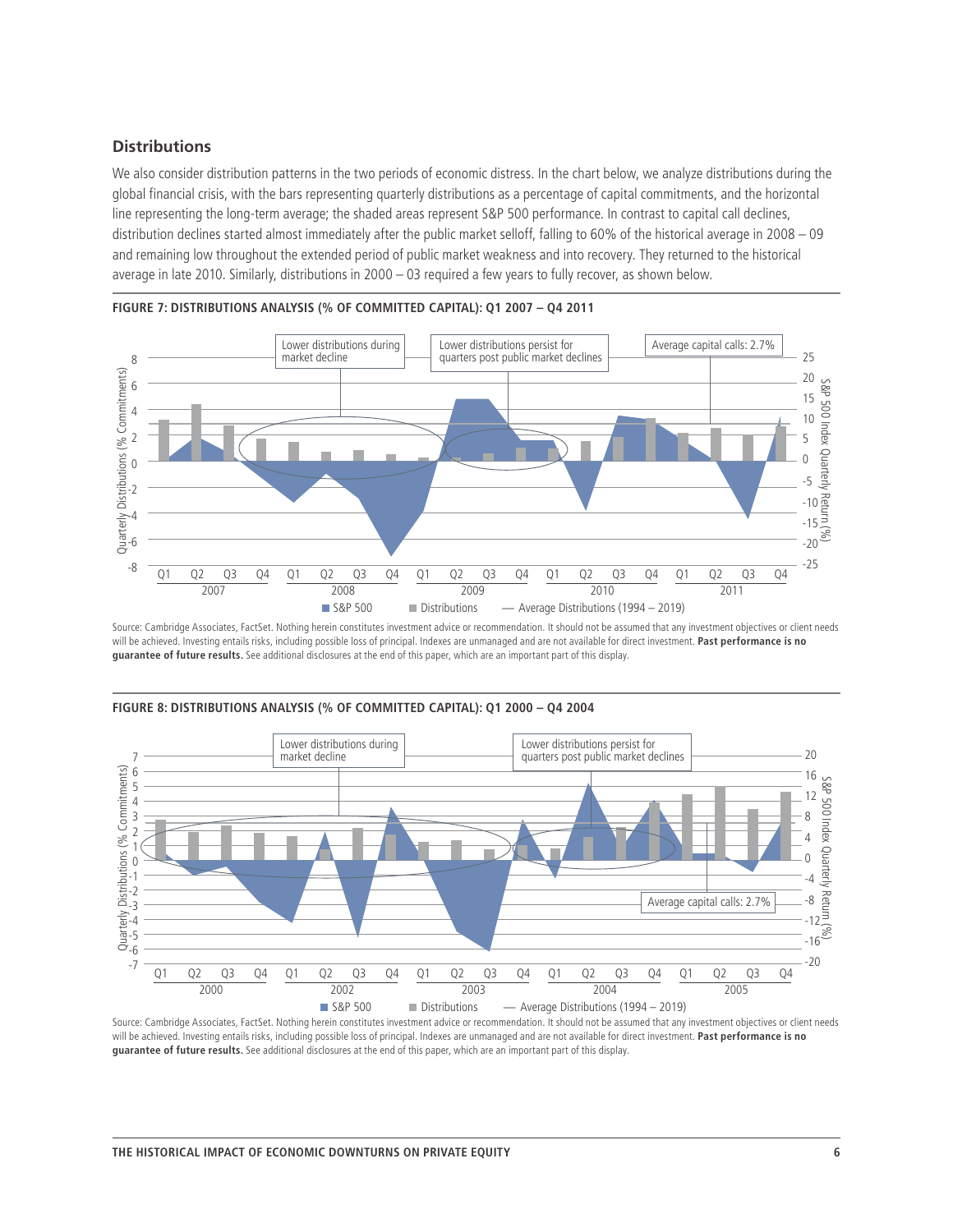## Distributions

We also consider distribution patterns in the two periods of economic distress. In the chart below, we analyze distributions during the global financial crisis, with the bars representing quarterly distributions as a percentage of capital commitments, and the horizontal line representing the long-term average; the shaded areas represent S&P 500 performance. In contrast to capital call declines, distribution declines started almost immediately after the public market selloff, falling to 60% of the historical average in 2008 – 09 and remaining low throughout the extended period of public market weakness and into recovery. They returned to the historical average in late 2010. Similarly, distributions in 2000 – 03 required a few years to fully recover, as shown below.

**FIGURE 7: DISTRIBUTIONS ANALYSIS (% OF COMMITTED CAPITAL): Q1 2007 – Q4 2011**

Source: Cambridge Associates, FactSet. Nothing herein constitutes investment advice or recommendation. It should not be assumed that any investment objectives or client needs will be achieved. Investing entails risks, including possible loss of principal. Indexes are unmanaged and are not available for direct investment. **Past performance is no guarantee of future results.** See additional disclosures at the end of this paper, which are an important part of this display.

**FIGURE 8: DISTRIBUTIONS ANALYSIS (% OF COMMITTED CAPITAL): Q1 2000 – Q4 2004**

Source: Cambridge Associates, FactSet. Nothing herein constitutes investment advice or recommendation. It should not be assumed that any investment objectives or client needs will be achieved. Investing entails risks, including possible loss of principal. Indexes are unmanaged and are not available for direct investment. **Past performance is no guarantee of future results.** See additional disclosures at the end of this paper, which are an important part of this display.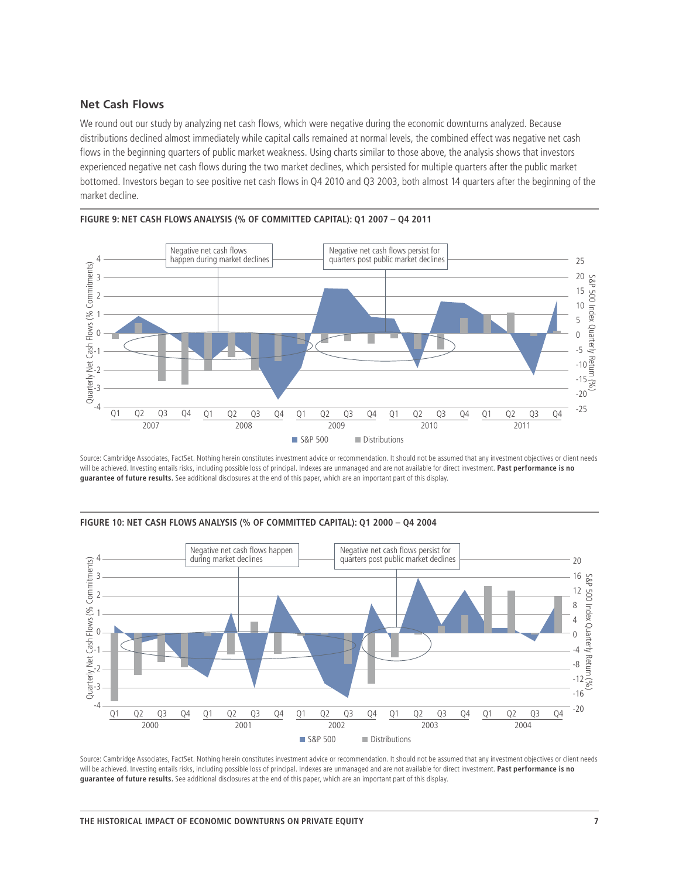## Net Cash Flows

We round out our study by analyzing net cash flows, which were negative during the economic downturns analyzed. Because distributions declined almost immediately while capital calls remained at normal levels, the combined effect was negative net cash flows in the beginning quarters of public market weakness. Using charts similar to those above, the analysis shows that investors experienced negative net cash flows during the two market declines, which persisted for multiple quarters after the public market bottomed. Investors began to see positive net cash flows in Q4 2010 and Q3 2003, both almost 14 quarters after the beginning of the market decline.

**FIGURE 9: NET CASH FLOWS ANALYSIS (% OF COMMITTED CAPITAL): Q1 2007 – Q4 2011**

Source: Cambridge Associates, FactSet. Nothing herein constitutes investment advice or recommendation. It should not be assumed that any investment objectives or client needs will be achieved. Investing entails risks, including possible loss of principal. Indexes are unmanaged and are not available for direct investment. **Past performance is no guarantee of future results.** See additional disclosures at the end of this paper, which are an important part of this display.

**FIGURE 10: NET CASH FLOWS ANALYSIS (% OF COMMITTED CAPITAL): Q1 2000 – Q4 2004**

Source: Cambridge Associates, FactSet. Nothing herein constitutes investment advice or recommendation. It should not be assumed that any investment objectives or client needs will be achieved. Investing entails risks, including possible loss of principal. Indexes are unmanaged and are not available for direct investment. **Past performance is no guarantee of future results.** See additional disclosures at the end of this paper, which are an important part of this display.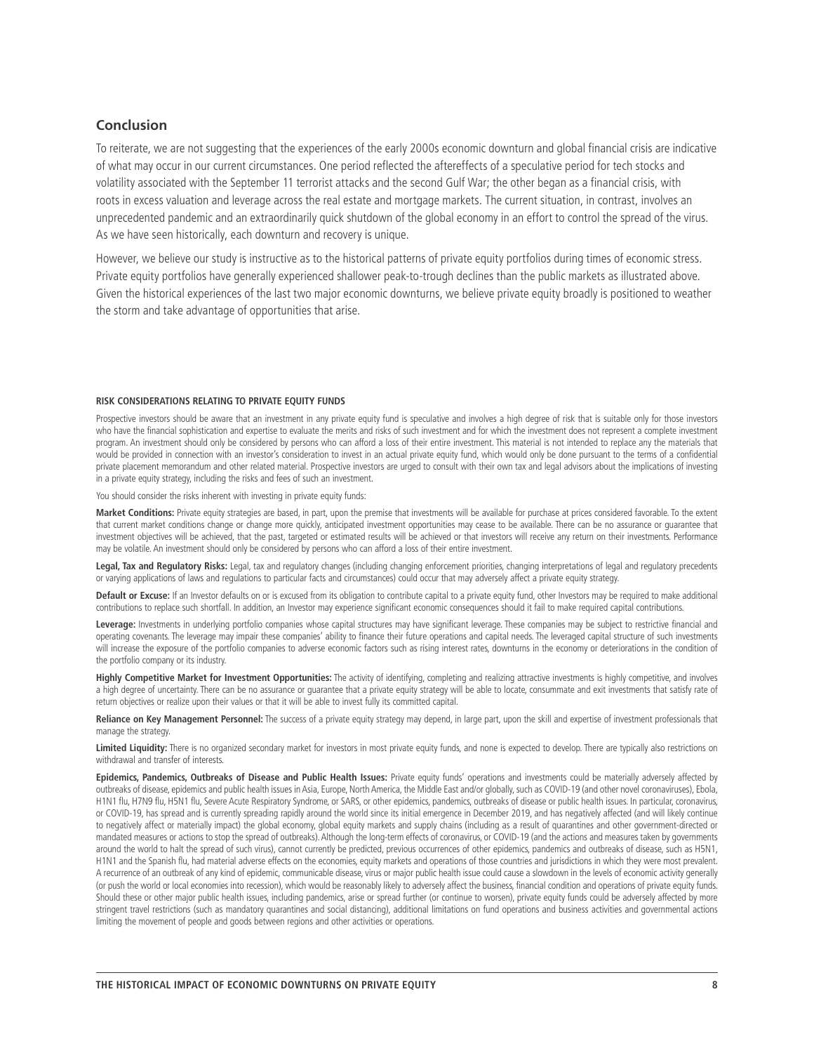## Conclusion

To reiterate, we are not suggesting that the experiences of the early 2000s economic downturn and global financial crisis are indicative of what may occur in our current circumstances. One period reflected the aftereffects of a speculative period for tech stocks and volatility associated with the September 11 terrorist attacks and the second Gulf War; the other began as a financial crisis, with roots in excess valuation and leverage across the real estate and mortgage markets. The current situation, in contrast, involves an unprecedented pandemic and an extraordinarily quick shutdown of the global economy in an effort to control the spread of the virus. As we have seen historically, each downturn and recovery is unique.

However, we believe our study is instructive as to the historical patterns of private equity portfolios during times of economic stress. Private equity portfolios have generally experienced shallower peak-to-trough declines than the public markets as illustrated above. Given the historical experiences of the last two major economic downturns, we believe private equity broadly is positioned to weather the storm and take advantage of opportunities that arise.

**RISK CONSIDERATIONS RELATING TO PRIVATE EQUITY FUNDS**

Prospective investors should be aware that an investment in any private equity fund is speculative and involves a high degree of risk that is suitable only for those investors who have the financial sophistication and expertise to evaluate the merits and risks of such investment and for which the investment does not represent a complete investment program. An investment should only be considered by persons who can afford a loss of their entire investment. This material is not intended to replace any the materials that would be provided in connection with an investor's consideration to invest in an actual private equity fund, which would only be done pursuant to the terms of a confidential private placement memorandum and other related material. Prospective investors are urged to consult with their own tax and legal advisors about the implications of investing in a private equity strategy, including the risks and fees of such an investment.

You should consider the risks inherent with investing in private equity funds:

**Market Conditions:** Private equity strategies are based, in part, upon the premise that investments will be available for purchase at prices considered favorable. To the extent that current market conditions change or change more quickly, anticipated investment opportunities may cease to be available. There can be no assurance or guarantee that investment objectives will be achieved, that the past, targeted or estimated results will be achieved or that investors will receive any return on their investments. Performance may be volatile. An investment should only be considered by persons who can afford a loss of their entire investment.

**Legal, Tax and Regulatory Risks:** Legal, tax and regulatory changes (including changing enforcement priorities, changing interpretations of legal and regulatory precedents or varying applications of laws and regulations to particular facts and circumstances) could occur that may adversely affect a private equity strategy.

**Default or Excuse:** If an Investor defaults on or is excused from its obligation to contribute capital to a private equity fund, other Investors may be required to make additional contributions to replace such shortfall. In addition, an Investor may experience significant economic consequences should it fail to make required capital contributions.

**Leverage:** Investments in underlying portfolio companies whose capital structures may have significant leverage. These companies may be subject to restrictive financial and operating covenants. The leverage may impair these companies' ability to finance their future operations and capital needs. The leveraged capital structure of such investments will increase the exposure of the portfolio companies to adverse economic factors such as rising interest rates, downturns in the economy or deteriorations in the condition of the portfolio company or its industry.

**Highly Competitive Market for Investment Opportunities:** The activity of identifying, completing and realizing attractive investments is highly competitive, and involves a high degree of uncertainty. There can be no assurance or guarantee that a private equity strategy will be able to locate, consummate and exit investments that satisfy rate of return objectives or realize upon their values or that it will be able to invest fully its committed capital.

**Reliance on Key Management Personnel:** The success of a private equity strategy may depend, in large part, upon the skill and expertise of investment professionals that manage the strategy.

**Limited Liquidity:** There is no organized secondary market for investors in most private equity funds, and none is expected to develop. There are typically also restrictions on withdrawal and transfer of interests.

**Epidemics, Pandemics, Outbreaks of Disease and Public Health Issues:** Private equity funds' operations and investments could be materially adversely affected by outbreaks of disease, epidemics and public health issues in Asia, Europe, North America, the Middle East and/or globally, such as COVID-19 (and other novel coronaviruses), Ebola, H1N1 flu, H7N9 flu, H5N1 flu, Severe Acute Respiratory Syndrome, or SARS, or other epidemics, pandemics, outbreaks of disease or public health issues. In particular, coronavirus, or COVID-19, has spread and is currently spreading rapidly around the world since its initial emergence in December 2019, and has negatively affected (and will likely continue to negatively affect or materially impact) the global economy, global equity markets and supply chains (including as a result of quarantines and other government-directed or mandated measures or actions to stop the spread of outbreaks). Although the long-term effects of coronavirus, or COVID-19 (and the actions and measures taken by governments around the world to halt the spread of such virus), cannot currently be predicted, previous occurrences of other epidemics, pandemics and outbreaks of disease, such as H5N1, H1N1 and the Spanish flu, had material adverse effects on the economies, equity markets and operations of those countries and jurisdictions in which they were most prevalent. A recurrence of an outbreak of any kind of epidemic, communicable disease, virus or major public health issue could cause a slowdown in the levels of economic activity generally (or push the world or local economies into recession), which would be reasonably likely to adversely affect the business, financial condition and operations of private equity funds. Should these or other major public health issues, including pandemics, arise or spread further (or continue to worsen), private equity funds could be adversely affected by more stringent travel restrictions (such as mandatory quarantines and social distancing), additional limitations on fund operations and business activities and governmental actions limiting the movement of people and goods between regions and other activities or operations.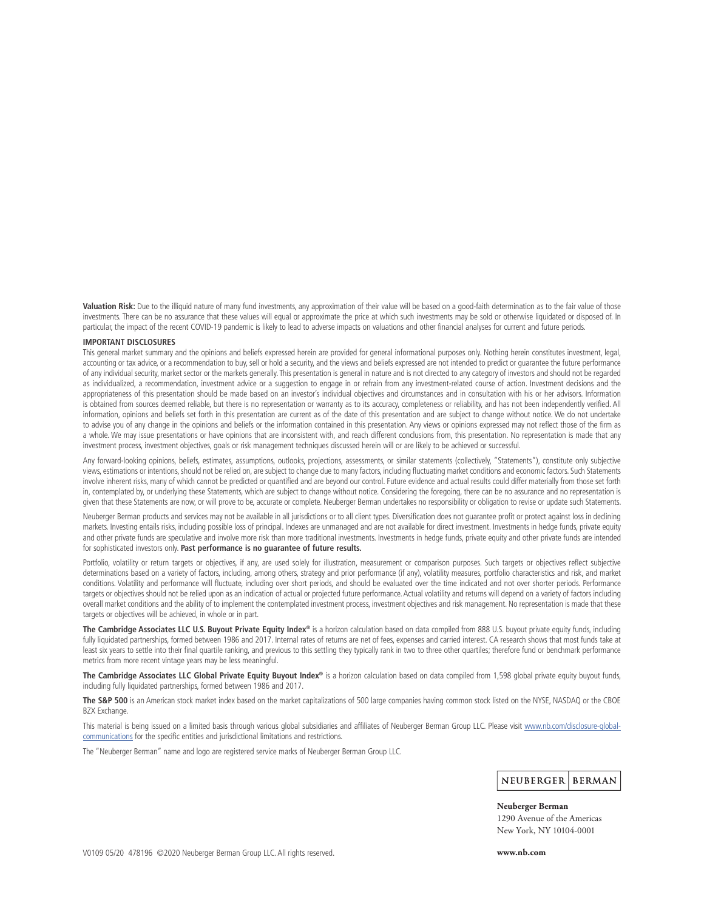**Valuation Risk:** Due to the illiquid nature of many fund investments, any approximation of their value will be based on a good-faith determination as to the fair value of those investments. There can be no assurance that these values will equal or approximate the price at which such investments may be sold or otherwise liquidated or disposed of. In particular, the impact of the recent COVID-19 pandemic is likely to lead to adverse impacts on valuations and other financial analyses for current and future periods.

**IMPORTANT DISCLOSURES**

This general market summary and the opinions and beliefs expressed herein are provided for general informational purposes only. Nothing herein constitutes investment, legal, accounting or tax advice, or a recommendation to buy, sell or hold a security, and the views and beliefs expressed are not intended to predict or guarantee the future performance of any individual security, market sector or the markets generally. This presentation is general in nature and is not directed to any category of investors and should not be regarded as individualized, a recommendation, investment advice or a suggestion to engage in or refrain from any investment-related course of action. Investment decisions and the appropriateness of this presentation should be made based on an investor's individual objectives and circumstances and in consultation with his or her advisors. Information is obtained from sources deemed reliable, but there is no representation or warranty as to its accuracy, completeness or reliability, and has not been independently verified. All information, opinions and beliefs set forth in this presentation are current as of the date of this presentation and are subject to change without notice. We do not undertake to advise you of any change in the opinions and beliefs or the information contained in this presentation. Any views or opinions expressed may not reflect those of the firm as a whole. We may issue presentations or have opinions that are inconsistent with, and reach different conclusions from, this presentation. No representation is made that any investment process, investment objectives, goals or risk management techniques discussed herein will or are likely to be achieved or successful.

Any forward-looking opinions, beliefs, estimates, assumptions, outlooks, projections, assessments, or similar statements (collectively, "Statements"), constitute only subjective views, estimations or intentions, should not be relied on, are subject to change due to many factors, including fluctuating market conditions and economic factors. Such Statements involve inherent risks, many of which cannot be predicted or quantified and are beyond our control. Future evidence and actual results could differ materially from those set forth in, contemplated by, or underlying these Statements, which are subject to change without notice. Considering the foregoing, there can be no assurance and no representation is given that these Statements are now, or will prove to be, accurate or complete. Neuberger Berman undertakes no responsibility or obligation to revise or update such Statements.

Neuberger Berman products and services may not be available in all jurisdictions or to all client types. Diversification does not guarantee profit or protect against loss in declining markets. Investing entails risks, including possible loss of principal. Indexes are unmanaged and are not available for direct investment. Investments in hedge funds, private equity and other private funds are speculative and involve more risk than more traditional investments. Investments in hedge funds, private equity and other private funds are intended for sophisticated investors only. **Past performance is no guarantee of future results.**

Portfolio, volatility or return targets or objectives, if any, are used solely for illustration, measurement or comparison purposes. Such targets or objectives reflect subjective determinations based on a variety of factors, including, among others, strategy and prior performance (if any), volatility measures, portfolio characteristics and risk, and market conditions. Volatility and performance will fluctuate, including over short periods, and should be evaluated over the time indicated and not over shorter periods. Performance targets or objectives should not be relied upon as an indication of actual or projected future performance. Actual volatility and returns will depend on a variety of factors including overall market conditions and the ability of to implement the contemplated investment process, investment objectives and risk management. No representation is made that these targets or objectives will be achieved, in whole or in part.

**The Cambridge Associates LLC U.S. Buyout Private Equity Index®** is a horizon calculation based on data compiled from 888 U.S. buyout private equity funds, including fully liquidated partnerships, formed between 1986 and 2017. Internal rates of returns are net of fees, expenses and carried interest. CA research shows that most funds take at least six years to settle into their final quartile ranking, and previous to this settling they typically rank in two to three other quartiles; therefore fund or benchmark performance metrics from more recent vintage years may be less meaningful.

**The Cambridge Associates LLC Global Private Equity Buyout Index®** is a horizon calculation based on data compiled from 1,598 global private equity buyout funds, including fully liquidated partnerships, formed between 1986 and 2017.

**The S&P 500** is an American stock market index based on the market capitalizations of 500 large companies having common stock listed on the NYSE, NASDAQ or the CBOE BZX Exchange.

This material is being issued on a limited basis through various global subsidiaries and affiliates of Neuberger Berman Group LLC. Please visit www.nb.com/disclosure-global-communications for the specific entities and jurisdictional limitations and restrictions.

The "Neuberger Berman" name and logo are registered service marks of Neuberger Berman Group LLC.

NEUBERGER | BERMAN

**Neuberger Berman**
1290 Avenue of the Americas
New York, NY 10104-0001

V0109 05/20 478196 ©2020 Neuberger Berman Group LLC. All rights reserved.

**www.nb.com**